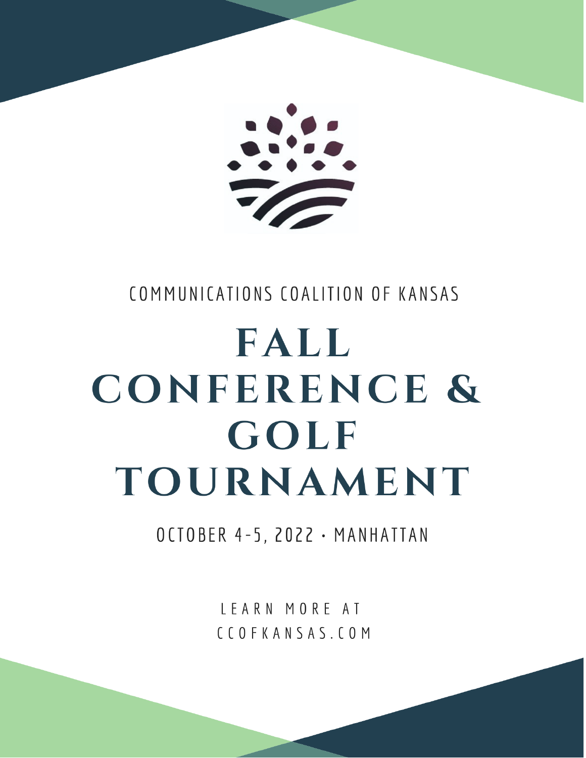COMMUNICATIONS COALITION OF KANSAS

# FALL CONFERENCE & GOLF TOURNAMENT

OCTOBER 4-5, 2022 • MANHATTAN

LEARN MORE AT
CCOFKANSAS.COM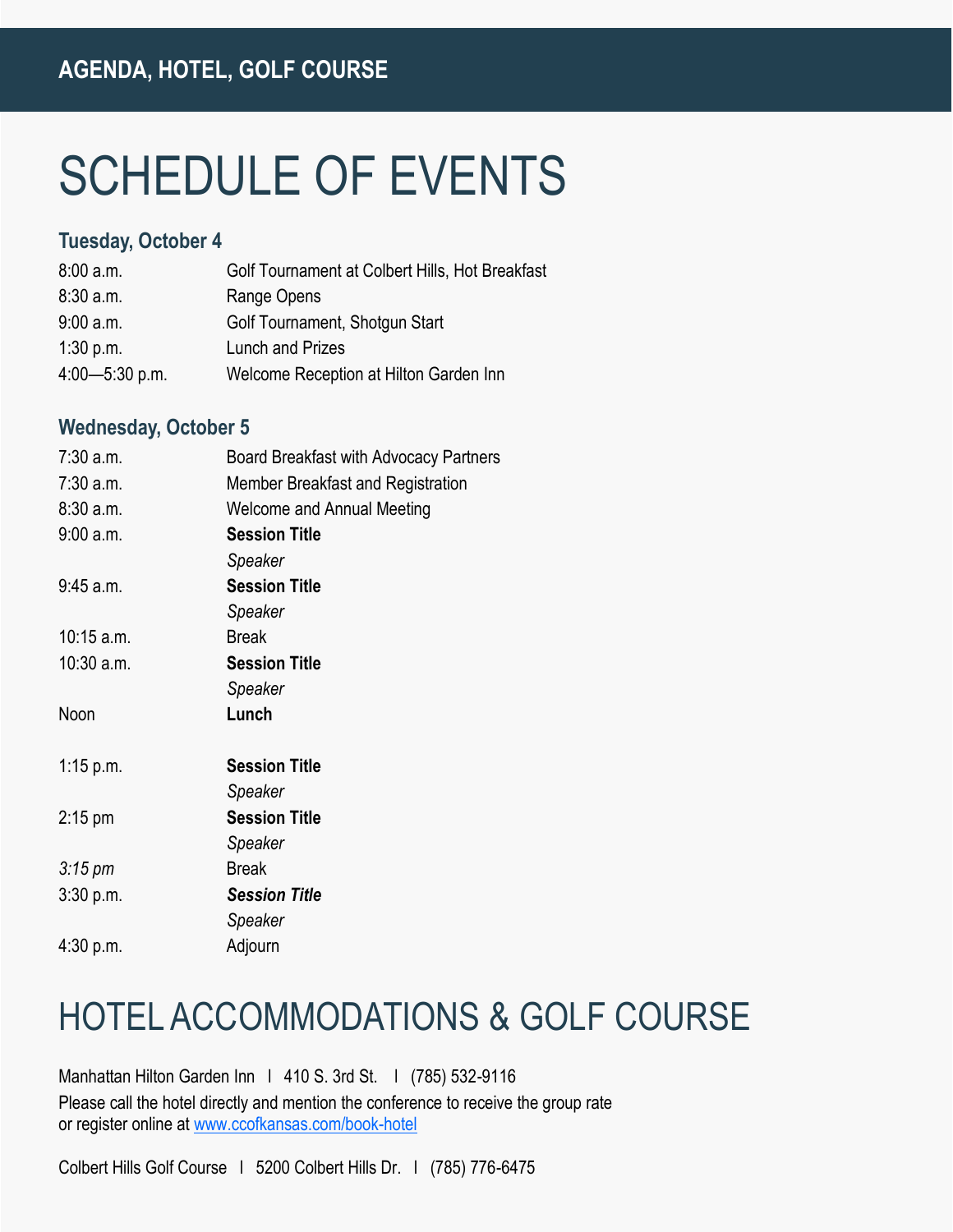**AGENDA, HOTEL, GOLF COURSE**

# SCHEDULE OF EVENTS

### Tuesday, October 4

| | |
|---|---|
| 8:00 a.m. | Golf Tournament at Colbert Hills, Hot Breakfast |
| 8:30 a.m. | Range Opens |
| 9:00 a.m. | Golf Tournament, Shotgun Start |
| 1:30 p.m. | Lunch and Prizes |
| 4:00—5:30 p.m. | Welcome Reception at Hilton Garden Inn |

### Wednesday, October 5

| | |
|---|---|
| 7:30 a.m. | Board Breakfast with Advocacy Partners |
| 7:30 a.m. | Member Breakfast and Registration |
| 8:30 a.m. | Welcome and Annual Meeting |
| 9:00 a.m. | **Session Title**<br>*Speaker* |
| 9:45 a.m. | **Session Title**<br>*Speaker* |
| 10:15 a.m. | Break |
| 10:30 a.m. | **Session Title**<br>*Speaker* |
| Noon | **Lunch** |
| 1:15 p.m. | **Session Title**<br>*Speaker* |
| 2:15 pm | **Session Title**<br>*Speaker* |
| *3:15 pm* | Break |
| 3:30 p.m. | ***Session Title***<br>*Speaker* |
| 4:30 p.m. | Adjourn |

# HOTEL ACCOMMODATIONS & GOLF COURSE

Manhattan Hilton Garden Inn | 410 S. 3rd St. | (785) 532-9116

Please call the hotel directly and mention the conference to receive the group rate or register online at www.ccofkansas.com/book-hotel

Colbert Hills Golf Course | 5200 Colbert Hills Dr. | (785) 776-6475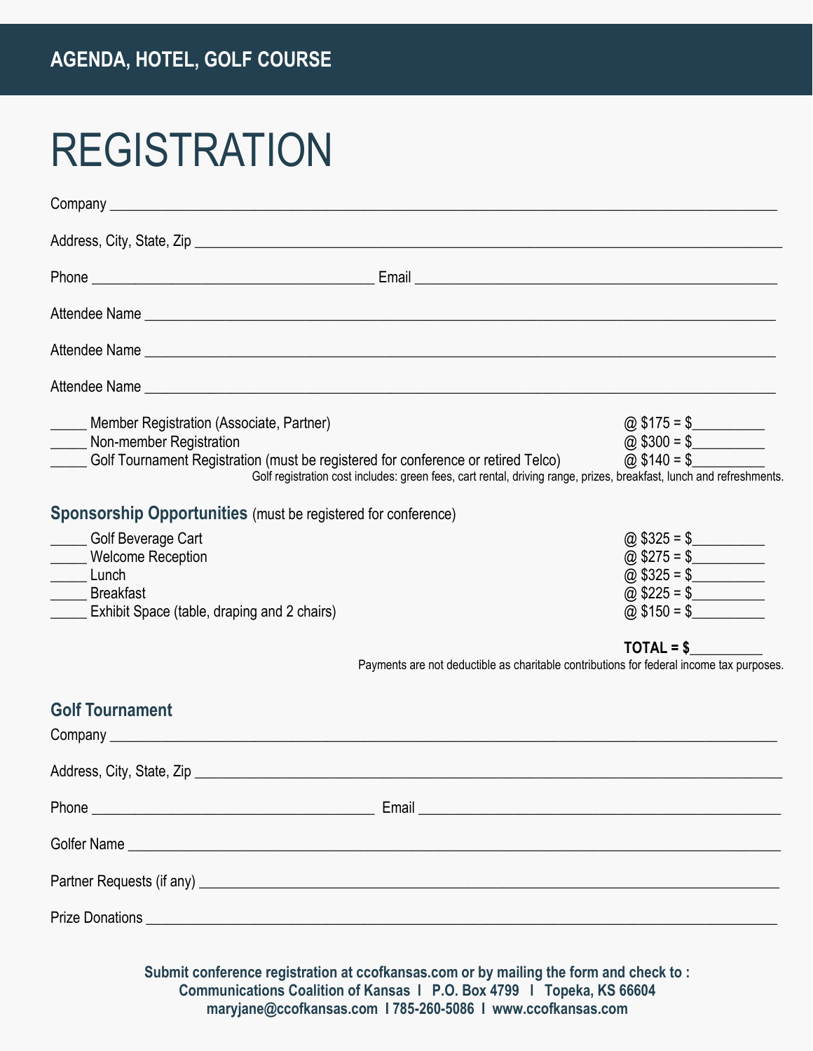**AGENDA, HOTEL, GOLF COURSE**

# REGISTRATION

Company ___________________________________________________________________________

Address, City, State, Zip ____________________________________________________________

Phone ____________________________________ Email ____________________________________

Attendee Name ______________________________________________________________________

Attendee Name ______________________________________________________________________

Attendee Name ______________________________________________________________________

_____ Member Registration (Associate, Partner) @ $175 = $__________

_____ Non-member Registration @ $300 = $__________

_____ Golf Tournament Registration (must be registered for conference or retired Telco) @ $140 = $__________

Golf registration cost includes: green fees, cart rental, driving range, prizes, breakfast, lunch and refreshments.

## Sponsorship Opportunities (must be registered for conference)

_____ Golf Beverage Cart @ $325 = $__________

_____ Welcome Reception @ $275 = $__________

_____ Lunch @ $325 = $__________

_____ Breakfast @ $225 = $__________

_____ Exhibit Space (table, draping and 2 chairs) @ $150 = $__________

**TOTAL = $__________**

Payments are not deductible as charitable contributions for federal income tax purposes.

## Golf Tournament

Company ___________________________________________________________________________

Address, City, State, Zip ____________________________________________________________

Phone ____________________________________ Email ____________________________________

Golfer Name ________________________________________________________________________

Partner Requests (if any) ____________________________________________________________

Prize Donations _____________________________________________________________________

**Submit conference registration at ccofkansas.com or by mailing the form and check to :**
**Communications Coalition of Kansas I P.O. Box 4799 I Topeka, KS 66604**
**maryjane@ccofkansas.com I 785-260-5086 I www.ccofkansas.com**